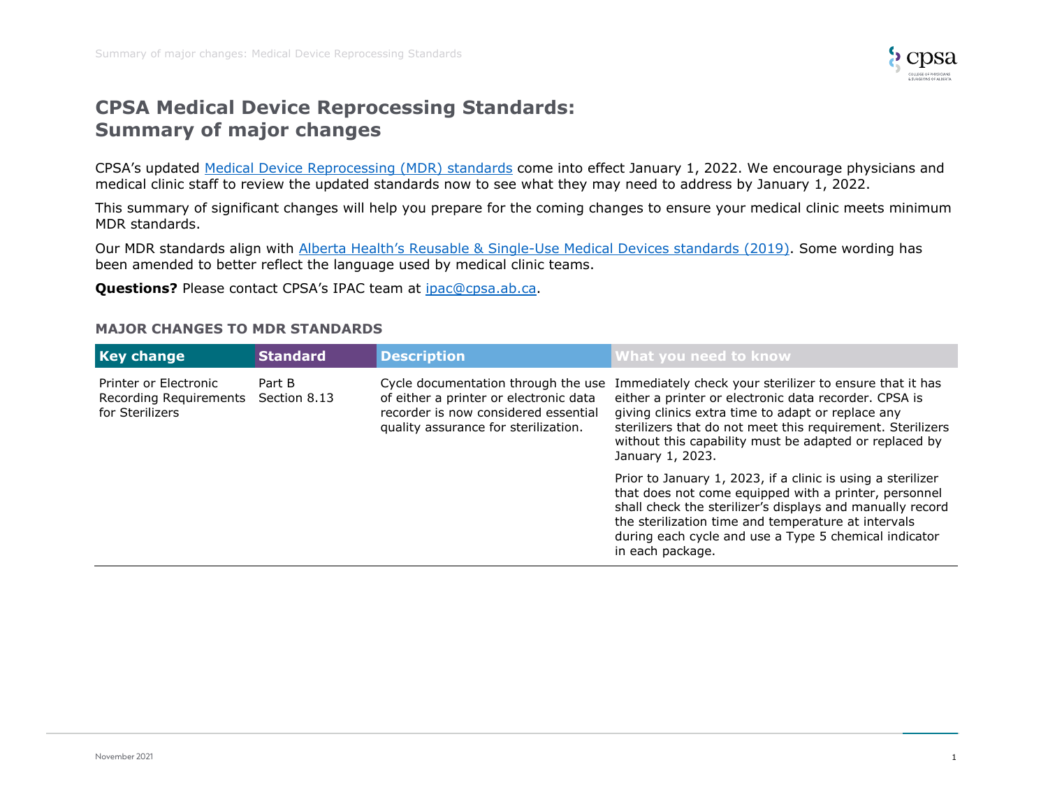# CPSA Medical Device Reprocessing Standards: Summary of major changes

CPSA's updated [Medical Device Reprocessing (MDR) standards]() come into effect January 1, 2022. We encourage physicians and medical clinic staff to review the updated standards now to see what they may need to address by January 1, 2022.

This summary of significant changes will help you prepare for the coming changes to ensure your medical clinic meets minimum MDR standards.

Our MDR standards align with [Alberta Health's Reusable & Single-Use Medical Devices standards (2019)](). Some wording has been amended to better reflect the language used by medical clinic teams.

**Questions?** Please contact CPSA's IPAC team at [ipac@cpsa.ab.ca](mailto:ipac@cpsa.ab.ca).

### MAJOR CHANGES TO MDR STANDARDS

| Key change | Standard | Description | What you need to know |
|---|---|---|---|
| Printer or Electronic Recording Requirements for Sterilizers | Part B Section 8.13 | Cycle documentation through the use of either a printer or electronic data recorder is now considered essential quality assurance for sterilization. | Immediately check your sterilizer to ensure that it has either a printer or electronic data recorder. CPSA is giving clinics extra time to adapt or replace any sterilizers that do not meet this requirement. Sterilizers without this capability must be adapted or replaced by January 1, 2023.<br><br>Prior to January 1, 2023, if a clinic is using a sterilizer that does not come equipped with a printer, personnel shall check the sterilizer's displays and manually record the sterilization time and temperature at intervals during each cycle and use a Type 5 chemical indicator in each package. |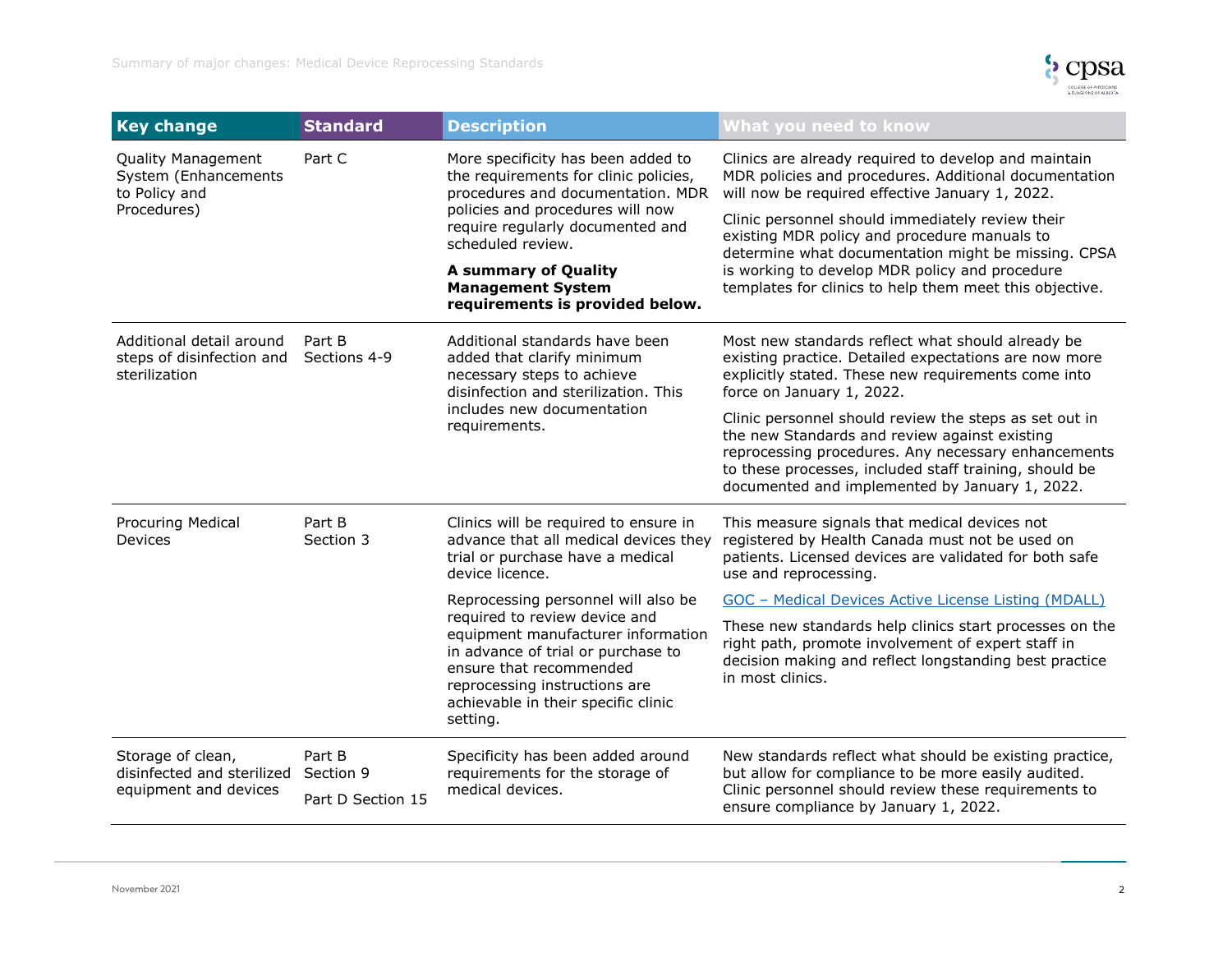| Key change | Standard | Description | What you need to know |
|---|---|---|---|
| Quality Management System (Enhancements to Policy and Procedures) | Part C | More specificity has been added to the requirements for clinic policies, procedures and documentation. MDR policies and procedures will now require regularly documented and scheduled review.<br><br>**A summary of Quality Management System requirements is provided below.** | Clinics are already required to develop and maintain MDR policies and procedures. Additional documentation will now be required effective January 1, 2022.<br><br>Clinic personnel should immediately review their existing MDR policy and procedure manuals to determine what documentation might be missing. CPSA is working to develop MDR policy and procedure templates for clinics to help them meet this objective. |
| Additional detail around steps of disinfection and sterilization | Part B Sections 4-9 | Additional standards have been added that clarify minimum necessary steps to achieve disinfection and sterilization. This includes new documentation requirements. | Most new standards reflect what should already be existing practice. Detailed expectations are now more explicitly stated. These new requirements come into force on January 1, 2022.<br><br>Clinic personnel should review the steps as set out in the new Standards and review against existing reprocessing procedures. Any necessary enhancements to these processes, included staff training, should be documented and implemented by January 1, 2022. |
| Procuring Medical Devices | Part B Section 3 | Clinics will be required to ensure in advance that all medical devices they trial or purchase have a medical device licence.<br><br>Reprocessing personnel will also be required to review device and equipment manufacturer information in advance of trial or purchase to ensure that recommended reprocessing instructions are achievable in their specific clinic setting. | This measure signals that medical devices not registered by Health Canada must not be used on patients. Licensed devices are validated for both safe use and reprocessing.<br><br>[GOC – Medical Devices Active License Listing (MDALL)]<br><br>These new standards help clinics start processes on the right path, promote involvement of expert staff in decision making and reflect longstanding best practice in most clinics. |
| Storage of clean, disinfected and sterilized equipment and devices | Part B Section 9<br><br>Part D Section 15 | Specificity has been added around requirements for the storage of medical devices. | New standards reflect what should be existing practice, but allow for compliance to be more easily audited. Clinic personnel should review these requirements to ensure compliance by January 1, 2022. |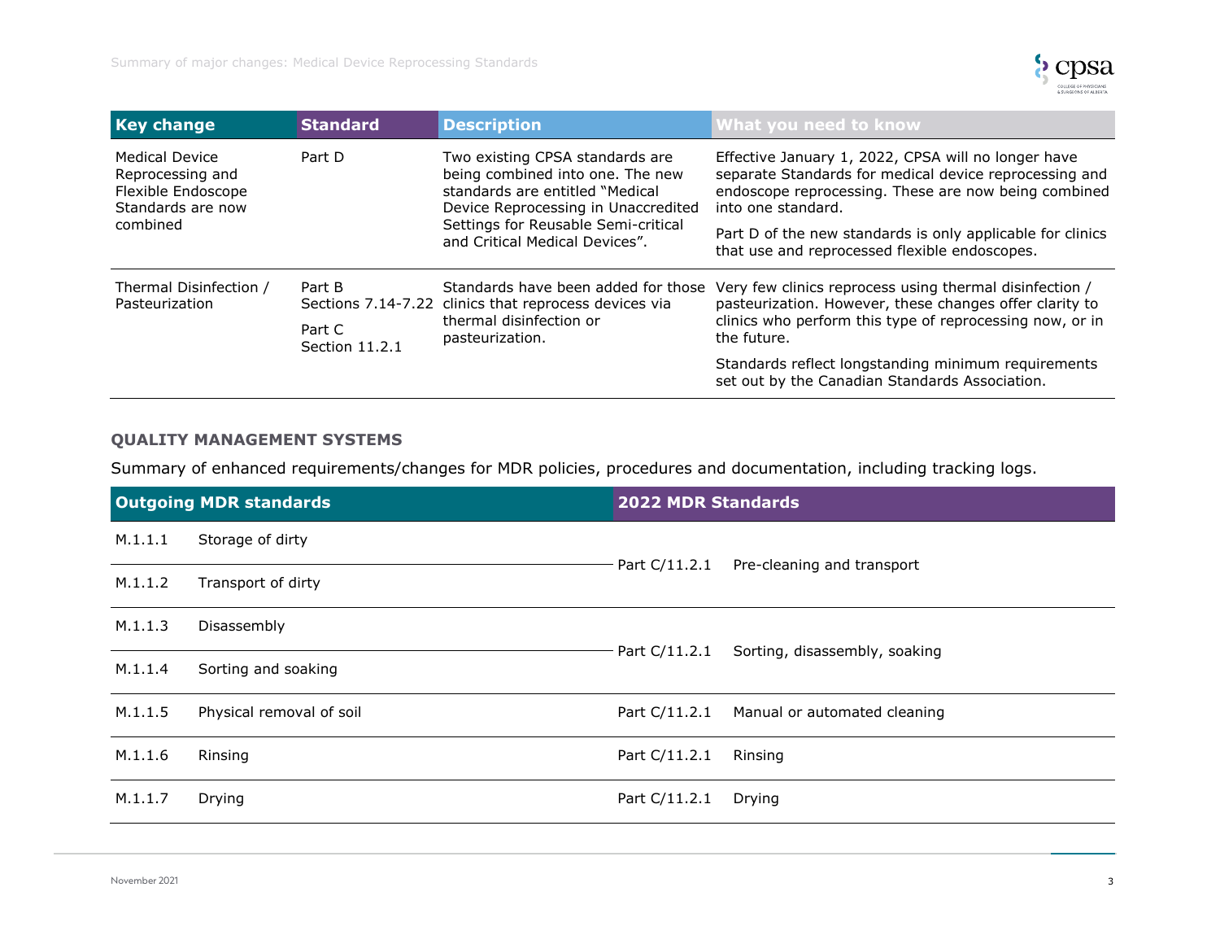| Key change | Standard | Description | What you need to know |
|---|---|---|---|
| Medical Device Reprocessing and Flexible Endoscope Standards are now combined | Part D | Two existing CPSA standards are being combined into one. The new standards are entitled "Medical Device Reprocessing in Unaccredited Settings for Reusable Semi-critical and Critical Medical Devices". | Effective January 1, 2022, CPSA will no longer have separate Standards for medical device reprocessing and endoscope reprocessing. These are now being combined into one standard.<br><br>Part D of the new standards is only applicable for clinics that use and reprocessed flexible endoscopes. |
| Thermal Disinfection / Pasteurization | Part B Sections 7.14-7.22<br><br>Part C Section 11.2.1 | Standards have been added for those clinics that reprocess devices via thermal disinfection or pasteurization. | Very few clinics reprocess using thermal disinfection / pasteurization. However, these changes offer clarity to clinics who perform this type of reprocessing now, or in the future.<br><br>Standards reflect longstanding minimum requirements set out by the Canadian Standards Association. |

## QUALITY MANAGEMENT SYSTEMS

Summary of enhanced requirements/changes for MDR policies, procedures and documentation, including tracking logs.

| Outgoing MDR standards | | 2022 MDR Standards | |
|---|---|---|---|
| M.1.1.1 | Storage of dirty | Part C/11.2.1 | Pre-cleaning and transport |
| M.1.1.2 | Transport of dirty | | |
| M.1.1.3 | Disassembly | Part C/11.2.1 | Sorting, disassembly, soaking |
| M.1.1.4 | Sorting and soaking | | |
| M.1.1.5 | Physical removal of soil | Part C/11.2.1 | Manual or automated cleaning |
| M.1.1.6 | Rinsing | Part C/11.2.1 | Rinsing |
| M.1.1.7 | Drying | Part C/11.2.1 | Drying |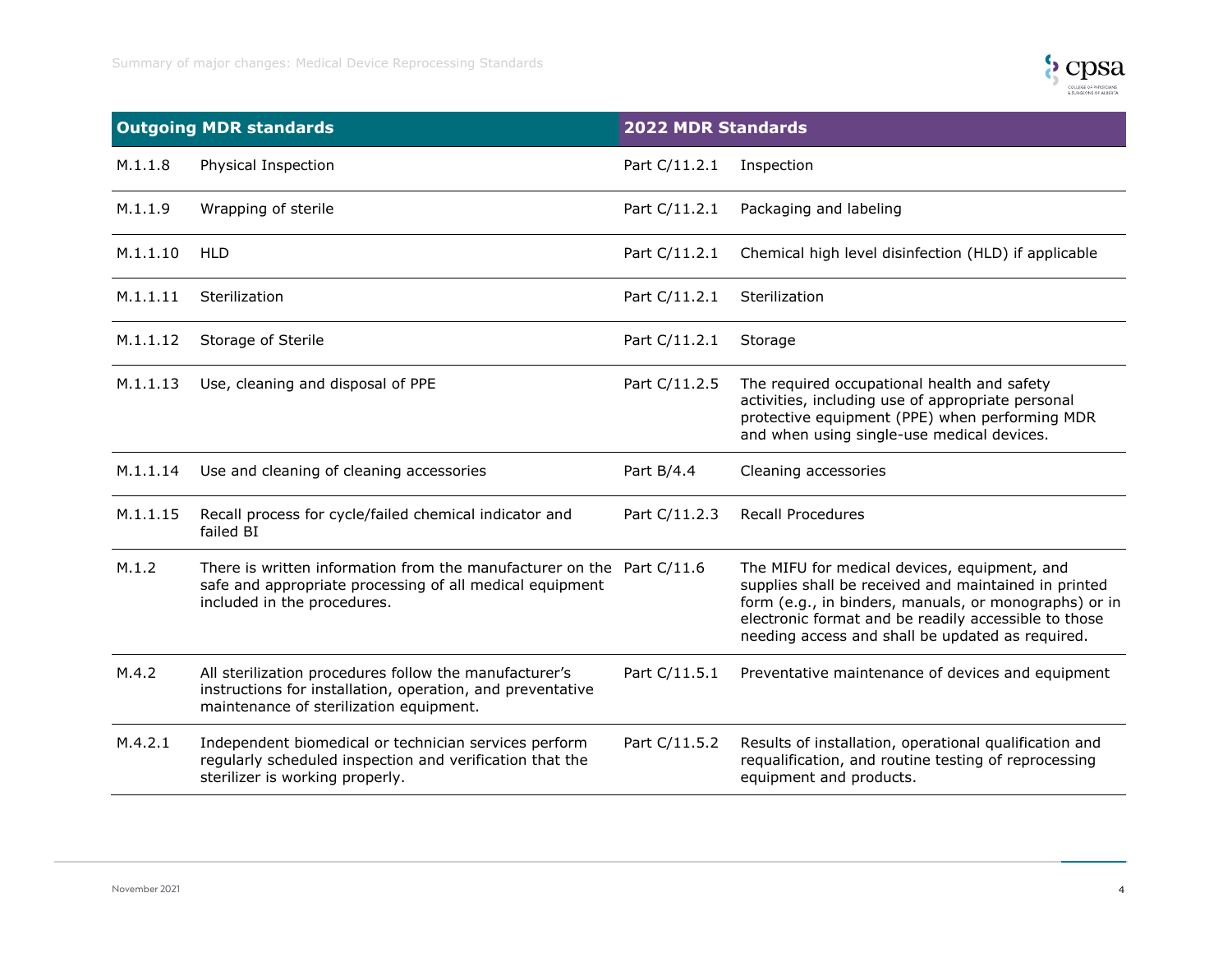| Outgoing MDR standards | | 2022 MDR Standards | |
|---|---|---|---|
| M.1.1.8 | Physical Inspection | Part C/11.2.1 | Inspection |
| M.1.1.9 | Wrapping of sterile | Part C/11.2.1 | Packaging and labeling |
| M.1.1.10 | HLD | Part C/11.2.1 | Chemical high level disinfection (HLD) if applicable |
| M.1.1.11 | Sterilization | Part C/11.2.1 | Sterilization |
| M.1.1.12 | Storage of Sterile | Part C/11.2.1 | Storage |
| M.1.1.13 | Use, cleaning and disposal of PPE | Part C/11.2.5 | The required occupational health and safety activities, including use of appropriate personal protective equipment (PPE) when performing MDR and when using single-use medical devices. |
| M.1.1.14 | Use and cleaning of cleaning accessories | Part B/4.4 | Cleaning accessories |
| M.1.1.15 | Recall process for cycle/failed chemical indicator and failed BI | Part C/11.2.3 | Recall Procedures |
| M.1.2 | There is written information from the manufacturer on the safe and appropriate processing of all medical equipment included in the procedures. | Part C/11.6 | The MIFU for medical devices, equipment, and supplies shall be received and maintained in printed form (e.g., in binders, manuals, or monographs) or in electronic format and be readily accessible to those needing access and shall be updated as required. |
| M.4.2 | All sterilization procedures follow the manufacturer's instructions for installation, operation, and preventative maintenance of sterilization equipment. | Part C/11.5.1 | Preventative maintenance of devices and equipment |
| M.4.2.1 | Independent biomedical or technician services perform regularly scheduled inspection and verification that the sterilizer is working properly. | Part C/11.5.2 | Results of installation, operational qualification and requalification, and routine testing of reprocessing equipment and products. |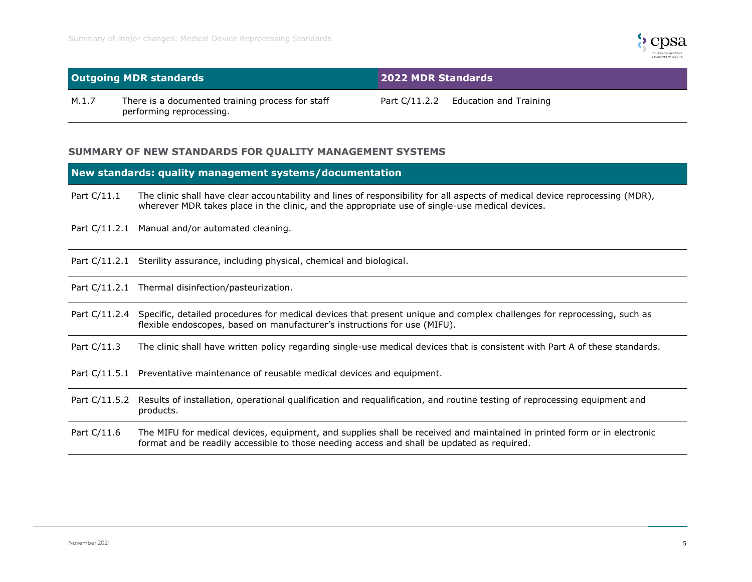| Outgoing MDR standards | | 2022 MDR Standards | |
|---|---|---|---|
| M.1.7 | There is a documented training process for staff performing reprocessing. | Part C/11.2.2 | Education and Training |

## SUMMARY OF NEW STANDARDS FOR QUALITY MANAGEMENT SYSTEMS

| New standards: quality management systems/documentation | |
|---|---|
| Part C/11.1 | The clinic shall have clear accountability and lines of responsibility for all aspects of medical device reprocessing (MDR), wherever MDR takes place in the clinic, and the appropriate use of single-use medical devices. |
| Part C/11.2.1 | Manual and/or automated cleaning. |
| Part C/11.2.1 | Sterility assurance, including physical, chemical and biological. |
| Part C/11.2.1 | Thermal disinfection/pasteurization. |
| Part C/11.2.4 | Specific, detailed procedures for medical devices that present unique and complex challenges for reprocessing, such as flexible endoscopes, based on manufacturer's instructions for use (MIFU). |
| Part C/11.3 | The clinic shall have written policy regarding single-use medical devices that is consistent with Part A of these standards. |
| Part C/11.5.1 | Preventative maintenance of reusable medical devices and equipment. |
| Part C/11.5.2 | Results of installation, operational qualification and requalification, and routine testing of reprocessing equipment and products. |
| Part C/11.6 | The MIFU for medical devices, equipment, and supplies shall be received and maintained in printed form or in electronic format and be readily accessible to those needing access and shall be updated as required. |